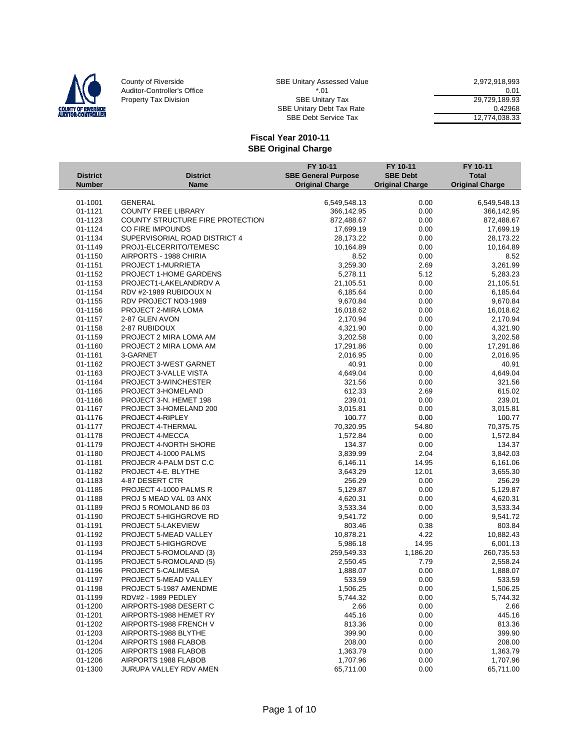County of Riverside
Auditor-Controller's Office
Property Tax Division

| | |
|---|---|
| SBE Unitary Assessed Value | 2,972,918,993 |
| *.01 | 0.01 |
| SBE Unitary Tax | 29,729,189.93 |
| SBE Unitary Debt Tax Rate | 0.42968 |
| SBE Debt Service Tax | 12,774,038.33 |

## Fiscal Year 2010-11
## SBE Original Charge

| District Number | District Name | FY 10-11 SBE General Purpose Original Charge | FY 10-11 SBE Debt Original Charge | FY 10-11 Total Original Charge |
|---|---|---|---|---|
| 01-1001 | GENERAL | 6,549,548.13 | 0.00 | 6,549,548.13 |
| 01-1121 | COUNTY FREE LIBRARY | 366,142.95 | 0.00 | 366,142.95 |
| 01-1123 | COUNTY STRUCTURE FIRE PROTECTION | 872,488.67 | 0.00 | 872,488.67 |
| 01-1124 | CO FIRE IMPOUNDS | 17,699.19 | 0.00 | 17,699.19 |
| 01-1134 | SUPERVISORIAL ROAD DISTRICT 4 | 28,173.22 | 0.00 | 28,173.22 |
| 01-1149 | PROJ1-ELCERRITO/TEMESC | 10,164.89 | 0.00 | 10,164.89 |
| 01-1150 | AIRPORTS - 1988 CHIRIA | 8.52 | 0.00 | 8.52 |
| 01-1151 | PROJECT 1-MURRIETA | 3,259.30 | 2.69 | 3,261.99 |
| 01-1152 | PROJECT 1-HOME GARDENS | 5,278.11 | 5.12 | 5,283.23 |
| 01-1153 | PROJECT1-LAKELANDRDV A | 21,105.51 | 0.00 | 21,105.51 |
| 01-1154 | RDV #2-1989 RUBIDOUX N | 6,185.64 | 0.00 | 6,185.64 |
| 01-1155 | RDV PROJECT NO3-1989 | 9,670.84 | 0.00 | 9,670.84 |
| 01-1156 | PROJECT 2-MIRA LOMA | 16,018.62 | 0.00 | 16,018.62 |
| 01-1157 | 2-87 GLEN AVON | 2,170.94 | 0.00 | 2,170.94 |
| 01-1158 | 2-87 RUBIDOUX | 4,321.90 | 0.00 | 4,321.90 |
| 01-1159 | PROJECT 2 MIRA LOMA AM | 3,202.58 | 0.00 | 3,202.58 |
| 01-1160 | PROJECT 2 MIRA LOMA AM | 17,291.86 | 0.00 | 17,291.86 |
| 01-1161 | 3-GARNET | 2,016.95 | 0.00 | 2,016.95 |
| 01-1162 | PROJECT 3-WEST GARNET | 40.91 | 0.00 | 40.91 |
| 01-1163 | PROJECT 3-VALLE VISTA | 4,649.04 | 0.00 | 4,649.04 |
| 01-1164 | PROJECT 3-WINCHESTER | 321.56 | 0.00 | 321.56 |
| 01-1165 | PROJECT 3-HOMELAND | 612.33 | 2.69 | 615.02 |
| 01-1166 | PROJECT 3-N. HEMET 198 | 239.01 | 0.00 | 239.01 |
| 01-1167 | PROJECT 3-HOMELAND 200 | 3,015.81 | 0.00 | 3,015.81 |
| 01-1176 | PROJECT 4-RIPLEY | 100.77 | 0.00 | 100.77 |
| 01-1177 | PROJECT 4-THERMAL | 70,320.95 | 54.80 | 70,375.75 |
| 01-1178 | PROJECT 4-MECCA | 1,572.84 | 0.00 | 1,572.84 |
| 01-1179 | PROJECT 4-NORTH SHORE | 134.37 | 0.00 | 134.37 |
| 01-1180 | PROJECT 4-1000 PALMS | 3,839.99 | 2.04 | 3,842.03 |
| 01-1181 | PROJECR 4-PALM DST C.C | 6,146.11 | 14.95 | 6,161.06 |
| 01-1182 | PROJECT 4-E. BLYTHE | 3,643.29 | 12.01 | 3,655.30 |
| 01-1183 | 4-87 DESERT CTR | 256.29 | 0.00 | 256.29 |
| 01-1185 | PROJECT 4-1000 PALMS R | 5,129.87 | 0.00 | 5,129.87 |
| 01-1188 | PROJ 5 MEAD VAL 03 ANX | 4,620.31 | 0.00 | 4,620.31 |
| 01-1189 | PROJ 5 ROMOLAND 86 03 | 3,533.34 | 0.00 | 3,533.34 |
| 01-1190 | PROJECT 5-HIGHGROVE RD | 9,541.72 | 0.00 | 9,541.72 |
| 01-1191 | PROJECT 5-LAKEVIEW | 803.46 | 0.38 | 803.84 |
| 01-1192 | PROJECT 5-MEAD VALLEY | 10,878.21 | 4.22 | 10,882.43 |
| 01-1193 | PROJECT 5-HIGHGROVE | 5,986.18 | 14.95 | 6,001.13 |
| 01-1194 | PROJECT 5-ROMOLAND (3) | 259,549.33 | 1,186.20 | 260,735.53 |
| 01-1195 | PROJECT 5-ROMOLAND (5) | 2,550.45 | 7.79 | 2,558.24 |
| 01-1196 | PROJECT 5-CALIMESA | 1,888.07 | 0.00 | 1,888.07 |
| 01-1197 | PROJECT 5-MEAD VALLEY | 533.59 | 0.00 | 533.59 |
| 01-1198 | PROJECT 5-1987 AMENDME | 1,506.25 | 0.00 | 1,506.25 |
| 01-1199 | RDV#2 - 1989 PEDLEY | 5,744.32 | 0.00 | 5,744.32 |
| 01-1200 | AIRPORTS-1988 DESERT C | 2.66 | 0.00 | 2.66 |
| 01-1201 | AIRPORTS-1988 HEMET RY | 445.16 | 0.00 | 445.16 |
| 01-1202 | AIRPORTS-1988 FRENCH V | 813.36 | 0.00 | 813.36 |
| 01-1203 | AIRPORTS-1988 BLYTHE | 399.90 | 0.00 | 399.90 |
| 01-1204 | AIRPORTS 1988 FLABOB | 208.00 | 0.00 | 208.00 |
| 01-1205 | AIRPORTS 1988 FLABOB | 1,363.79 | 0.00 | 1,363.79 |
| 01-1206 | AIRPORTS 1988 FLABOB | 1,707.96 | 0.00 | 1,707.96 |
| 01-1300 | JURUPA VALLEY RDV AMEN | 65,711.00 | 0.00 | 65,711.00 |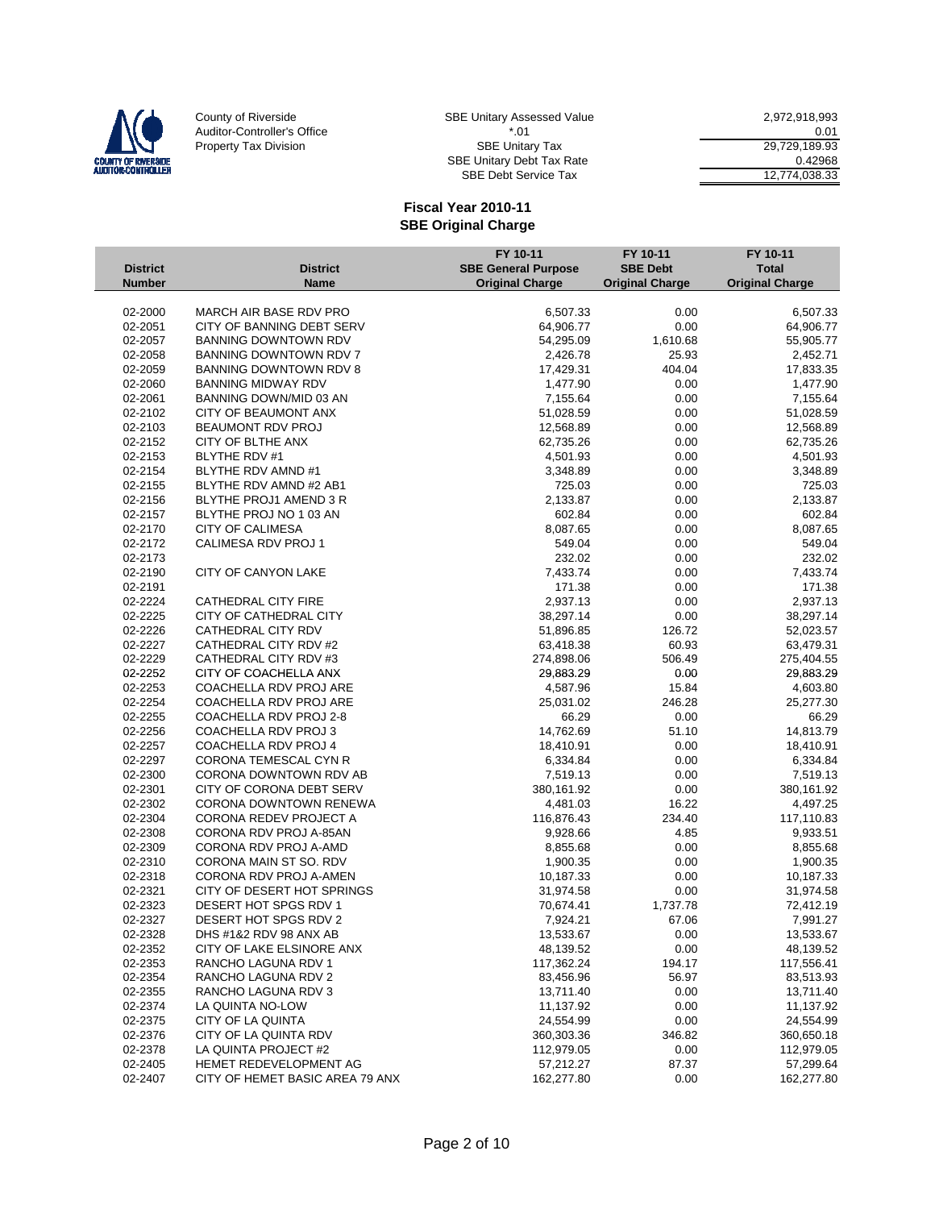County of Riverside
Auditor-Controller's Office
Property Tax Division

| | |
|---|---|
| SBE Unitary Assessed Value | 2,972,918,993 |
| *.01 | 0.01 |
| SBE Unitary Tax | 29,729,189.93 |
| SBE Unitary Debt Tax Rate | 0.42968 |
| SBE Debt Service Tax | 12,774,038.33 |

## Fiscal Year 2010-11
## SBE Original Charge

| District Number | District Name | FY 10-11 SBE General Purpose Original Charge | FY 10-11 SBE Debt Original Charge | FY 10-11 Total Original Charge |
|---|---|---|---|---|
| 02-2000 | MARCH AIR BASE RDV PRO | 6,507.33 | 0.00 | 6,507.33 |
| 02-2051 | CITY OF BANNING DEBT SERV | 64,906.77 | 0.00 | 64,906.77 |
| 02-2057 | BANNING DOWNTOWN RDV | 54,295.09 | 1,610.68 | 55,905.77 |
| 02-2058 | BANNING DOWNTOWN RDV 7 | 2,426.78 | 25.93 | 2,452.71 |
| 02-2059 | BANNING DOWNTOWN RDV 8 | 17,429.31 | 404.04 | 17,833.35 |
| 02-2060 | BANNING MIDWAY RDV | 1,477.90 | 0.00 | 1,477.90 |
| 02-2061 | BANNING DOWN/MID 03 AN | 7,155.64 | 0.00 | 7,155.64 |
| 02-2102 | CITY OF BEAUMONT ANX | 51,028.59 | 0.00 | 51,028.59 |
| 02-2103 | BEAUMONT RDV PROJ | 12,568.89 | 0.00 | 12,568.89 |
| 02-2152 | CITY OF BLTHE ANX | 62,735.26 | 0.00 | 62,735.26 |
| 02-2153 | BLYTHE RDV #1 | 4,501.93 | 0.00 | 4,501.93 |
| 02-2154 | BLYTHE RDV AMND #1 | 3,348.89 | 0.00 | 3,348.89 |
| 02-2155 | BLYTHE RDV AMND #2 AB1 | 725.03 | 0.00 | 725.03 |
| 02-2156 | BLYTHE PROJ1 AMEND 3 R | 2,133.87 | 0.00 | 2,133.87 |
| 02-2157 | BLYTHE PROJ NO 1 03 AN | 602.84 | 0.00 | 602.84 |
| 02-2170 | CITY OF CALIMESA | 8,087.65 | 0.00 | 8,087.65 |
| 02-2172 | CALIMESA RDV PROJ 1 | 549.04 | 0.00 | 549.04 |
| 02-2173 | | 232.02 | 0.00 | 232.02 |
| 02-2190 | CITY OF CANYON LAKE | 7,433.74 | 0.00 | 7,433.74 |
| 02-2191 | | 171.38 | 0.00 | 171.38 |
| 02-2224 | CATHEDRAL CITY FIRE | 2,937.13 | 0.00 | 2,937.13 |
| 02-2225 | CITY OF CATHEDRAL CITY | 38,297.14 | 0.00 | 38,297.14 |
| 02-2226 | CATHEDRAL CITY RDV | 51,896.85 | 126.72 | 52,023.57 |
| 02-2227 | CATHEDRAL CITY RDV #2 | 63,418.38 | 60.93 | 63,479.31 |
| 02-2229 | CATHEDRAL CITY RDV #3 | 274,898.06 | 506.49 | 275,404.55 |
| 02-2252 | CITY OF COACHELLA ANX | 29,883.29 | 0.00 | 29,883.29 |
| 02-2253 | COACHELLA RDV PROJ ARE | 4,587.96 | 15.84 | 4,603.80 |
| 02-2254 | COACHELLA RDV PROJ ARE | 25,031.02 | 246.28 | 25,277.30 |
| 02-2255 | COACHELLA RDV PROJ 2-8 | 66.29 | 0.00 | 66.29 |
| 02-2256 | COACHELLA RDV PROJ 3 | 14,762.69 | 51.10 | 14,813.79 |
| 02-2257 | COACHELLA RDV PROJ 4 | 18,410.91 | 0.00 | 18,410.91 |
| 02-2297 | CORONA TEMESCAL CYN R | 6,334.84 | 0.00 | 6,334.84 |
| 02-2300 | CORONA DOWNTOWN RDV AB | 7,519.13 | 0.00 | 7,519.13 |
| 02-2301 | CITY OF CORONA DEBT SERV | 380,161.92 | 0.00 | 380,161.92 |
| 02-2302 | CORONA DOWNTOWN RENEWA | 4,481.03 | 16.22 | 4,497.25 |
| 02-2304 | CORONA REDEV PROJECT A | 116,876.43 | 234.40 | 117,110.83 |
| 02-2308 | CORONA RDV PROJ A-85AN | 9,928.66 | 4.85 | 9,933.51 |
| 02-2309 | CORONA RDV PROJ A-AMD | 8,855.68 | 0.00 | 8,855.68 |
| 02-2310 | CORONA MAIN ST SO. RDV | 1,900.35 | 0.00 | 1,900.35 |
| 02-2318 | CORONA RDV PROJ A-AMEN | 10,187.33 | 0.00 | 10,187.33 |
| 02-2321 | CITY OF DESERT HOT SPRINGS | 31,974.58 | 0.00 | 31,974.58 |
| 02-2323 | DESERT HOT SPGS RDV 1 | 70,674.41 | 1,737.78 | 72,412.19 |
| 02-2327 | DESERT HOT SPGS RDV 2 | 7,924.21 | 67.06 | 7,991.27 |
| 02-2328 | DHS #1&2 RDV 98 ANX AB | 13,533.67 | 0.00 | 13,533.67 |
| 02-2352 | CITY OF LAKE ELSINORE ANX | 48,139.52 | 0.00 | 48,139.52 |
| 02-2353 | RANCHO LAGUNA RDV 1 | 117,362.24 | 194.17 | 117,556.41 |
| 02-2354 | RANCHO LAGUNA RDV 2 | 83,456.96 | 56.97 | 83,513.93 |
| 02-2355 | RANCHO LAGUNA RDV 3 | 13,711.40 | 0.00 | 13,711.40 |
| 02-2374 | LA QUINTA NO-LOW | 11,137.92 | 0.00 | 11,137.92 |
| 02-2375 | CITY OF LA QUINTA | 24,554.99 | 0.00 | 24,554.99 |
| 02-2376 | CITY OF LA QUINTA RDV | 360,303.36 | 346.82 | 360,650.18 |
| 02-2378 | LA QUINTA PROJECT #2 | 112,979.05 | 0.00 | 112,979.05 |
| 02-2405 | HEMET REDEVELOPMENT AG | 57,212.27 | 87.37 | 57,299.64 |
| 02-2407 | CITY OF HEMET BASIC AREA 79 ANX | 162,277.80 | 0.00 | 162,277.80 |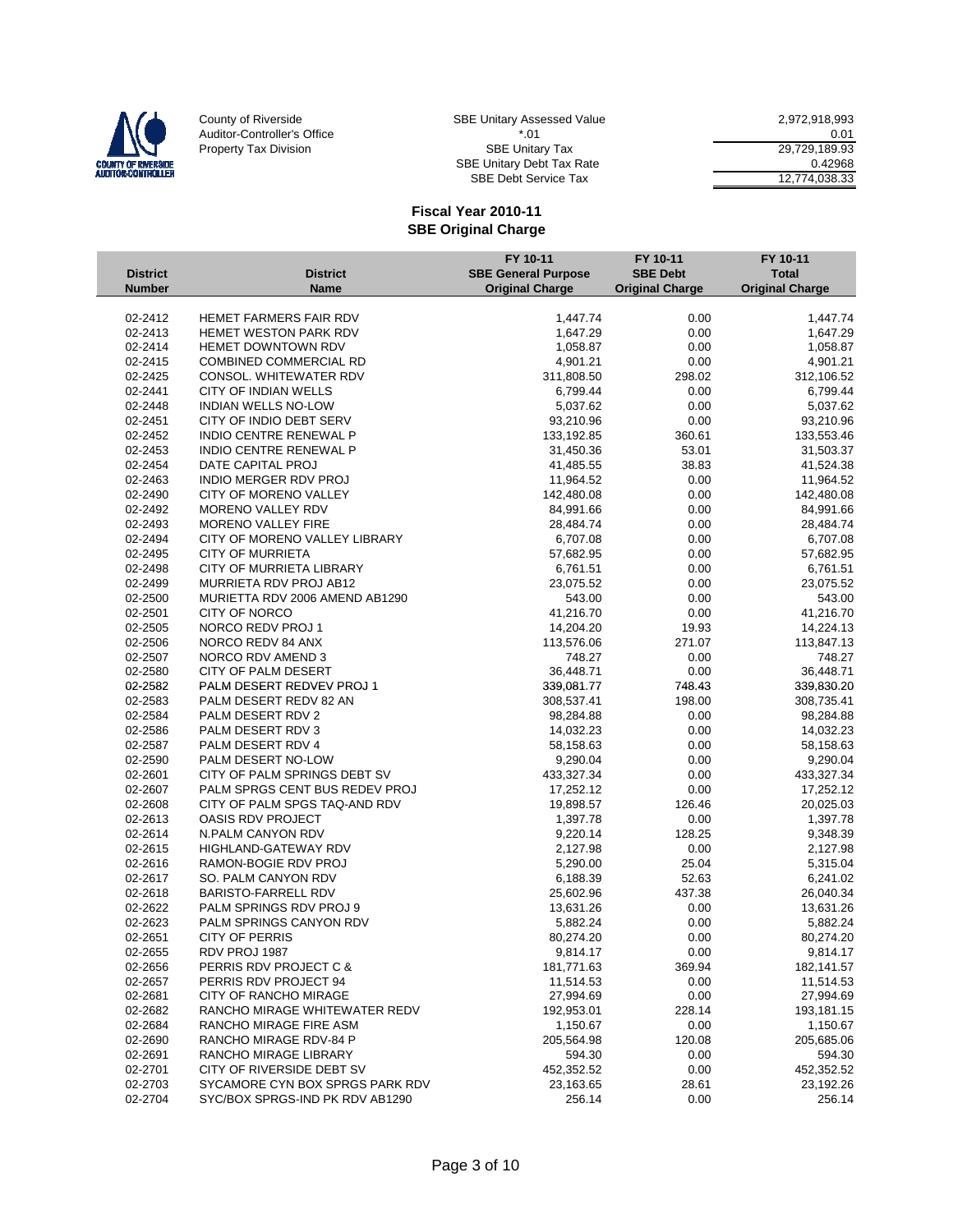County of Riverside
Auditor-Controller's Office
Property Tax Division

| | |
|---|---|
| SBE Unitary Assessed Value | 2,972,918,993 |
| *.01 | 0.01 |
| SBE Unitary Tax | 29,729,189.93 |
| SBE Unitary Debt Tax Rate | 0.42968 |
| SBE Debt Service Tax | 12,774,038.33 |

## Fiscal Year 2010-11
## SBE Original Charge

| District Number | District Name | FY 10-11 SBE General Purpose Original Charge | FY 10-11 SBE Debt Original Charge | FY 10-11 Total Original Charge |
|---|---|---|---|---|
| 02-2412 | HEMET FARMERS FAIR RDV | 1,447.74 | 0.00 | 1,447.74 |
| 02-2413 | HEMET WESTON PARK RDV | 1,647.29 | 0.00 | 1,647.29 |
| 02-2414 | HEMET DOWNTOWN RDV | 1,058.87 | 0.00 | 1,058.87 |
| 02-2415 | COMBINED COMMERCIAL RD | 4,901.21 | 0.00 | 4,901.21 |
| 02-2425 | CONSOL. WHITEWATER RDV | 311,808.50 | 298.02 | 312,106.52 |
| 02-2441 | CITY OF INDIAN WELLS | 6,799.44 | 0.00 | 6,799.44 |
| 02-2448 | INDIAN WELLS NO-LOW | 5,037.62 | 0.00 | 5,037.62 |
| 02-2451 | CITY OF INDIO DEBT SERV | 93,210.96 | 0.00 | 93,210.96 |
| 02-2452 | INDIO CENTRE RENEWAL P | 133,192.85 | 360.61 | 133,553.46 |
| 02-2453 | INDIO CENTRE RENEWAL P | 31,450.36 | 53.01 | 31,503.37 |
| 02-2454 | DATE CAPITAL PROJ | 41,485.55 | 38.83 | 41,524.38 |
| 02-2463 | INDIO MERGER RDV PROJ | 11,964.52 | 0.00 | 11,964.52 |
| 02-2490 | CITY OF MORENO VALLEY | 142,480.08 | 0.00 | 142,480.08 |
| 02-2492 | MORENO VALLEY RDV | 84,991.66 | 0.00 | 84,991.66 |
| 02-2493 | MORENO VALLEY FIRE | 28,484.74 | 0.00 | 28,484.74 |
| 02-2494 | CITY OF MORENO VALLEY LIBRARY | 6,707.08 | 0.00 | 6,707.08 |
| 02-2495 | CITY OF MURRIETA | 57,682.95 | 0.00 | 57,682.95 |
| 02-2498 | CITY OF MURRIETA LIBRARY | 6,761.51 | 0.00 | 6,761.51 |
| 02-2499 | MURRIETA RDV PROJ AB12 | 23,075.52 | 0.00 | 23,075.52 |
| 02-2500 | MURIETTA RDV 2006 AMEND AB1290 | 543.00 | 0.00 | 543.00 |
| 02-2501 | CITY OF NORCO | 41,216.70 | 0.00 | 41,216.70 |
| 02-2505 | NORCO REDV PROJ 1 | 14,204.20 | 19.93 | 14,224.13 |
| 02-2506 | NORCO REDV 84 ANX | 113,576.06 | 271.07 | 113,847.13 |
| 02-2507 | NORCO RDV AMEND 3 | 748.27 | 0.00 | 748.27 |
| 02-2580 | CITY OF PALM DESERT | 36,448.71 | 0.00 | 36,448.71 |
| 02-2582 | PALM DESERT REDVEV PROJ 1 | 339,081.77 | 748.43 | 339,830.20 |
| 02-2583 | PALM DESERT REDV 82 AN | 308,537.41 | 198.00 | 308,735.41 |
| 02-2584 | PALM DESERT RDV 2 | 98,284.88 | 0.00 | 98,284.88 |
| 02-2586 | PALM DESERT RDV 3 | 14,032.23 | 0.00 | 14,032.23 |
| 02-2587 | PALM DESERT RDV 4 | 58,158.63 | 0.00 | 58,158.63 |
| 02-2590 | PALM DESERT NO-LOW | 9,290.04 | 0.00 | 9,290.04 |
| 02-2601 | CITY OF PALM SPRINGS DEBT SV | 433,327.34 | 0.00 | 433,327.34 |
| 02-2607 | PALM SPRGS CENT BUS REDEV PROJ | 17,252.12 | 0.00 | 17,252.12 |
| 02-2608 | CITY OF PALM SPGS TAQ-AND RDV | 19,898.57 | 126.46 | 20,025.03 |
| 02-2613 | OASIS RDV PROJECT | 1,397.78 | 0.00 | 1,397.78 |
| 02-2614 | N.PALM CANYON RDV | 9,220.14 | 128.25 | 9,348.39 |
| 02-2615 | HIGHLAND-GATEWAY RDV | 2,127.98 | 0.00 | 2,127.98 |
| 02-2616 | RAMON-BOGIE RDV PROJ | 5,290.00 | 25.04 | 5,315.04 |
| 02-2617 | SO. PALM CANYON RDV | 6,188.39 | 52.63 | 6,241.02 |
| 02-2618 | BARISTO-FARRELL RDV | 25,602.96 | 437.38 | 26,040.34 |
| 02-2622 | PALM SPRINGS RDV PROJ 9 | 13,631.26 | 0.00 | 13,631.26 |
| 02-2623 | PALM SPRINGS CANYON RDV | 5,882.24 | 0.00 | 5,882.24 |
| 02-2651 | CITY OF PERRIS | 80,274.20 | 0.00 | 80,274.20 |
| 02-2655 | RDV PROJ 1987 | 9,814.17 | 0.00 | 9,814.17 |
| 02-2656 | PERRIS RDV PROJECT C & | 181,771.63 | 369.94 | 182,141.57 |
| 02-2657 | PERRIS RDV PROJECT 94 | 11,514.53 | 0.00 | 11,514.53 |
| 02-2681 | CITY OF RANCHO MIRAGE | 27,994.69 | 0.00 | 27,994.69 |
| 02-2682 | RANCHO MIRAGE WHITEWATER REDV | 192,953.01 | 228.14 | 193,181.15 |
| 02-2684 | RANCHO MIRAGE FIRE ASM | 1,150.67 | 0.00 | 1,150.67 |
| 02-2690 | RANCHO MIRAGE RDV-84 P | 205,564.98 | 120.08 | 205,685.06 |
| 02-2691 | RANCHO MIRAGE LIBRARY | 594.30 | 0.00 | 594.30 |
| 02-2701 | CITY OF RIVERSIDE DEBT SV | 452,352.52 | 0.00 | 452,352.52 |
| 02-2703 | SYCAMORE CYN BOX SPRGS PARK RDV | 23,163.65 | 28.61 | 23,192.26 |
| 02-2704 | SYC/BOX SPRGS-IND PK RDV AB1290 | 256.14 | 0.00 | 256.14 |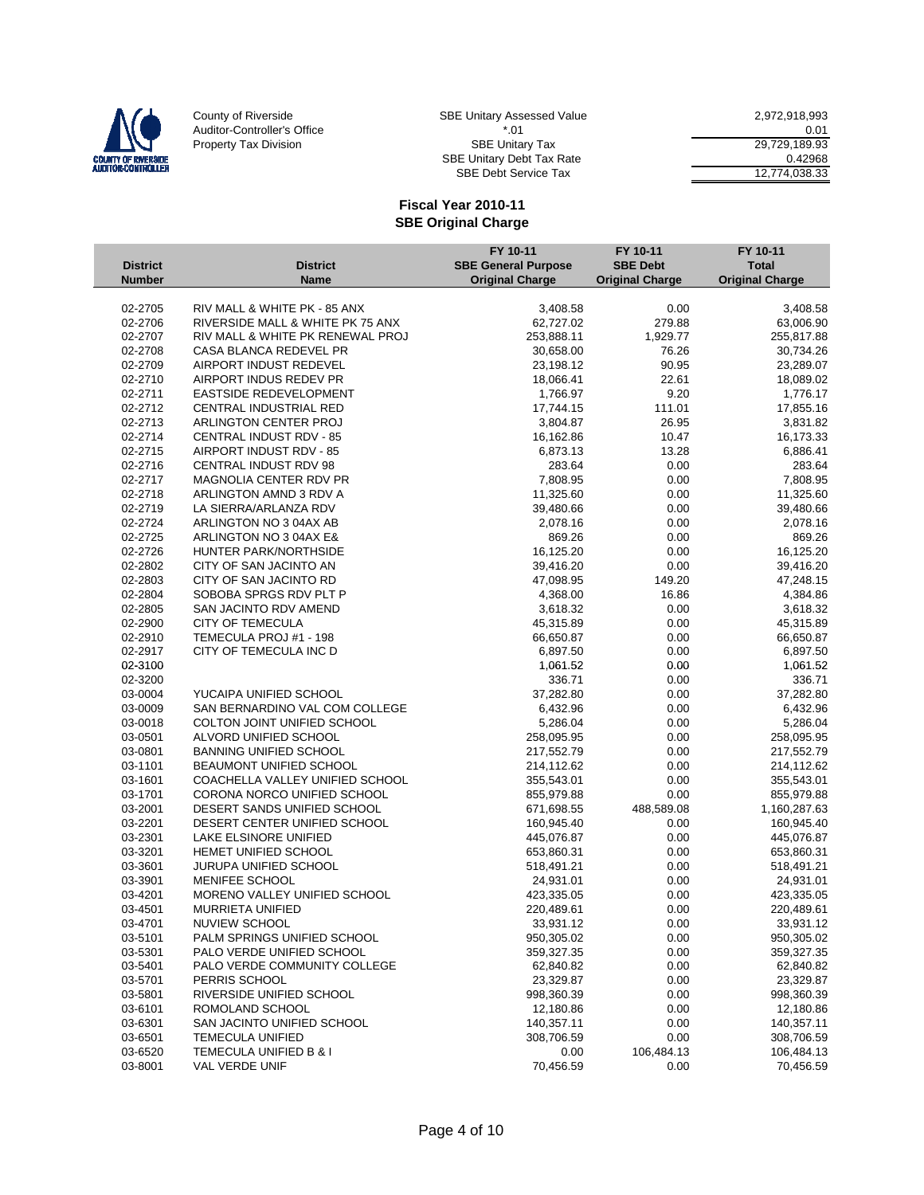County of Riverside
Auditor-Controller's Office
Property Tax Division

| | | |
|---|---|---|
| SBE Unitary Assessed Value | | 2,972,918,993 |
| *.01 | | 0.01 |
| SBE Unitary Tax | | 29,729,189.93 |
| SBE Unitary Debt Tax Rate | | 0.42968 |
| SBE Debt Service Tax | | 12,774,038.33 |

## Fiscal Year 2010-11
## SBE Original Charge

| District Number | District Name | FY 10-11 SBE General Purpose Original Charge | FY 10-11 SBE Debt Original Charge | FY 10-11 Total Original Charge |
|---|---|---|---|---|
| 02-2705 | RIV MALL & WHITE PK - 85 ANX | 3,408.58 | 0.00 | 3,408.58 |
| 02-2706 | RIVERSIDE MALL & WHITE PK 75 ANX | 62,727.02 | 279.88 | 63,006.90 |
| 02-2707 | RIV MALL & WHITE PK RENEWAL PROJ | 253,888.11 | 1,929.77 | 255,817.88 |
| 02-2708 | CASA BLANCA REDEVEL PR | 30,658.00 | 76.26 | 30,734.26 |
| 02-2709 | AIRPORT INDUST REDEVEL | 23,198.12 | 90.95 | 23,289.07 |
| 02-2710 | AIRPORT INDUS REDEV PR | 18,066.41 | 22.61 | 18,089.02 |
| 02-2711 | EASTSIDE REDEVELOPMENT | 1,766.97 | 9.20 | 1,776.17 |
| 02-2712 | CENTRAL INDUSTRIAL RED | 17,744.15 | 111.01 | 17,855.16 |
| 02-2713 | ARLINGTON CENTER PROJ | 3,804.87 | 26.95 | 3,831.82 |
| 02-2714 | CENTRAL INDUST RDV - 85 | 16,162.86 | 10.47 | 16,173.33 |
| 02-2715 | AIRPORT INDUST RDV - 85 | 6,873.13 | 13.28 | 6,886.41 |
| 02-2716 | CENTRAL INDUST RDV 98 | 283.64 | 0.00 | 283.64 |
| 02-2717 | MAGNOLIA CENTER RDV PR | 7,808.95 | 0.00 | 7,808.95 |
| 02-2718 | ARLINGTON AMND 3 RDV A | 11,325.60 | 0.00 | 11,325.60 |
| 02-2719 | LA SIERRA/ARLANZA RDV | 39,480.66 | 0.00 | 39,480.66 |
| 02-2724 | ARLINGTON NO 3 04AX AB | 2,078.16 | 0.00 | 2,078.16 |
| 02-2725 | ARLINGTON NO 3 04AX E& | 869.26 | 0.00 | 869.26 |
| 02-2726 | HUNTER PARK/NORTHSIDE | 16,125.20 | 0.00 | 16,125.20 |
| 02-2802 | CITY OF SAN JACINTO AN | 39,416.20 | 0.00 | 39,416.20 |
| 02-2803 | CITY OF SAN JACINTO RD | 47,098.95 | 149.20 | 47,248.15 |
| 02-2804 | SOBOBA SPRGS RDV PLT P | 4,368.00 | 16.86 | 4,384.86 |
| 02-2805 | SAN JACINTO RDV AMEND | 3,618.32 | 0.00 | 3,618.32 |
| 02-2900 | CITY OF TEMECULA | 45,315.89 | 0.00 | 45,315.89 |
| 02-2910 | TEMECULA PROJ #1 - 198 | 66,650.87 | 0.00 | 66,650.87 |
| 02-2917 | CITY OF TEMECULA INC D | 6,897.50 | 0.00 | 6,897.50 |
| 02-3100 | | 1,061.52 | 0.00 | 1,061.52 |
| 02-3200 | | 336.71 | 0.00 | 336.71 |
| 03-0004 | YUCAIPA UNIFIED SCHOOL | 37,282.80 | 0.00 | 37,282.80 |
| 03-0009 | SAN BERNARDINO VAL COM COLLEGE | 6,432.96 | 0.00 | 6,432.96 |
| 03-0018 | COLTON JOINT UNIFIED SCHOOL | 5,286.04 | 0.00 | 5,286.04 |
| 03-0501 | ALVORD UNIFIED SCHOOL | 258,095.95 | 0.00 | 258,095.95 |
| 03-0801 | BANNING UNIFIED SCHOOL | 217,552.79 | 0.00 | 217,552.79 |
| 03-1101 | BEAUMONT UNIFIED SCHOOL | 214,112.62 | 0.00 | 214,112.62 |
| 03-1601 | COACHELLA VALLEY UNIFIED SCHOOL | 355,543.01 | 0.00 | 355,543.01 |
| 03-1701 | CORONA NORCO UNIFIED SCHOOL | 855,979.88 | 0.00 | 855,979.88 |
| 03-2001 | DESERT SANDS UNIFIED SCHOOL | 671,698.55 | 488,589.08 | 1,160,287.63 |
| 03-2201 | DESERT CENTER UNIFIED SCHOOL | 160,945.40 | 0.00 | 160,945.40 |
| 03-2301 | LAKE ELSINORE UNIFIED | 445,076.87 | 0.00 | 445,076.87 |
| 03-3201 | HEMET UNIFIED SCHOOL | 653,860.31 | 0.00 | 653,860.31 |
| 03-3601 | JURUPA UNIFIED SCHOOL | 518,491.21 | 0.00 | 518,491.21 |
| 03-3901 | MENIFEE SCHOOL | 24,931.01 | 0.00 | 24,931.01 |
| 03-4201 | MORENO VALLEY UNIFIED SCHOOL | 423,335.05 | 0.00 | 423,335.05 |
| 03-4501 | MURRIETA UNIFIED | 220,489.61 | 0.00 | 220,489.61 |
| 03-4701 | NUVIEW SCHOOL | 33,931.12 | 0.00 | 33,931.12 |
| 03-5101 | PALM SPRINGS UNIFIED SCHOOL | 950,305.02 | 0.00 | 950,305.02 |
| 03-5301 | PALO VERDE UNIFIED SCHOOL | 359,327.35 | 0.00 | 359,327.35 |
| 03-5401 | PALO VERDE COMMUNITY COLLEGE | 62,840.82 | 0.00 | 62,840.82 |
| 03-5701 | PERRIS SCHOOL | 23,329.87 | 0.00 | 23,329.87 |
| 03-5801 | RIVERSIDE UNIFIED SCHOOL | 998,360.39 | 0.00 | 998,360.39 |
| 03-6101 | ROMOLAND SCHOOL | 12,180.86 | 0.00 | 12,180.86 |
| 03-6301 | SAN JACINTO UNIFIED SCHOOL | 140,357.11 | 0.00 | 140,357.11 |
| 03-6501 | TEMECULA UNIFIED | 308,706.59 | 0.00 | 308,706.59 |
| 03-6520 | TEMECULA UNIFIED B & I | 0.00 | 106,484.13 | 106,484.13 |
| 03-8001 | VAL VERDE UNIF | 70,456.59 | 0.00 | 70,456.59 |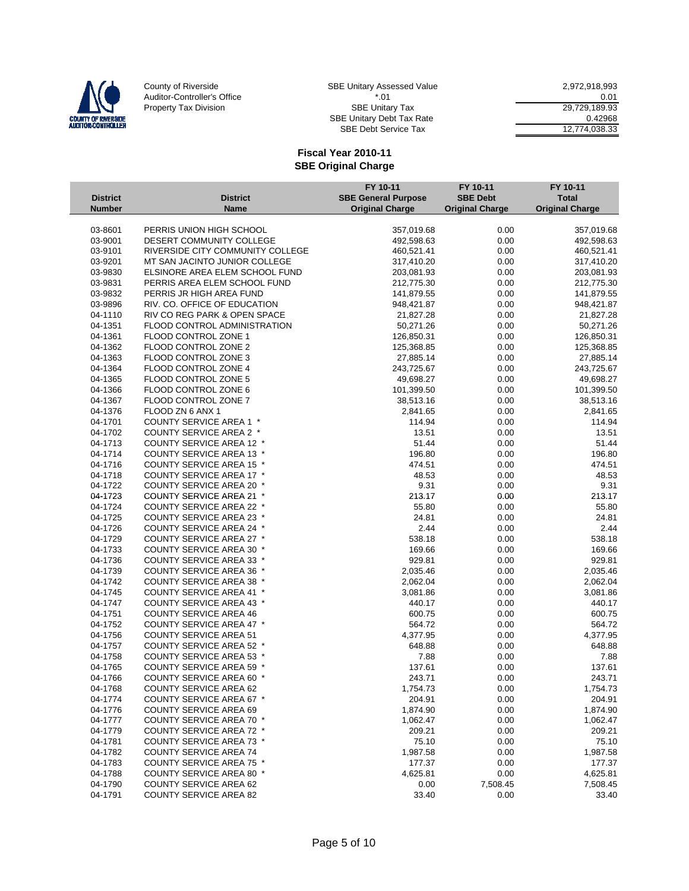County of Riverside
Auditor-Controller's Office
Property Tax Division

| | |
|---|---|
| SBE Unitary Assessed Value | 2,972,918,993 |
| *.01 | 0.01 |
| SBE Unitary Tax | 29,729,189.93 |
| SBE Unitary Debt Tax Rate | 0.42968 |
| SBE Debt Service Tax | 12,774,038.33 |

## Fiscal Year 2010-11
## SBE Original Charge

| District Number | District Name | FY 10-11 SBE General Purpose Original Charge | FY 10-11 SBE Debt Original Charge | FY 10-11 Total Original Charge |
|---|---|---|---|---|
| 03-8601 | PERRIS UNION HIGH SCHOOL | 357,019.68 | 0.00 | 357,019.68 |
| 03-9001 | DESERT COMMUNITY COLLEGE | 492,598.63 | 0.00 | 492,598.63 |
| 03-9101 | RIVERSIDE CITY COMMUNITY COLLEGE | 460,521.41 | 0.00 | 460,521.41 |
| 03-9201 | MT SAN JACINTO JUNIOR COLLEGE | 317,410.20 | 0.00 | 317,410.20 |
| 03-9830 | ELSINORE AREA ELEM SCHOOL FUND | 203,081.93 | 0.00 | 203,081.93 |
| 03-9831 | PERRIS AREA ELEM SCHOOL FUND | 212,775.30 | 0.00 | 212,775.30 |
| 03-9832 | PERRIS JR HIGH AREA FUND | 141,879.55 | 0.00 | 141,879.55 |
| 03-9896 | RIV. CO. OFFICE OF EDUCATION | 948,421.87 | 0.00 | 948,421.87 |
| 04-1110 | RIV CO REG PARK & OPEN SPACE | 21,827.28 | 0.00 | 21,827.28 |
| 04-1351 | FLOOD CONTROL ADMINISTRATION | 50,271.26 | 0.00 | 50,271.26 |
| 04-1361 | FLOOD CONTROL ZONE 1 | 126,850.31 | 0.00 | 126,850.31 |
| 04-1362 | FLOOD CONTROL ZONE 2 | 125,368.85 | 0.00 | 125,368.85 |
| 04-1363 | FLOOD CONTROL ZONE 3 | 27,885.14 | 0.00 | 27,885.14 |
| 04-1364 | FLOOD CONTROL ZONE 4 | 243,725.67 | 0.00 | 243,725.67 |
| 04-1365 | FLOOD CONTROL ZONE 5 | 49,698.27 | 0.00 | 49,698.27 |
| 04-1366 | FLOOD CONTROL ZONE 6 | 101,399.50 | 0.00 | 101,399.50 |
| 04-1367 | FLOOD CONTROL ZONE 7 | 38,513.16 | 0.00 | 38,513.16 |
| 04-1376 | FLOOD ZN 6 ANX 1 | 2,841.65 | 0.00 | 2,841.65 |
| 04-1701 | COUNTY SERVICE AREA 1 * | 114.94 | 0.00 | 114.94 |
| 04-1702 | COUNTY SERVICE AREA 2 * | 13.51 | 0.00 | 13.51 |
| 04-1713 | COUNTY SERVICE AREA 12 * | 51.44 | 0.00 | 51.44 |
| 04-1714 | COUNTY SERVICE AREA 13 * | 196.80 | 0.00 | 196.80 |
| 04-1716 | COUNTY SERVICE AREA 15 * | 474.51 | 0.00 | 474.51 |
| 04-1718 | COUNTY SERVICE AREA 17 * | 48.53 | 0.00 | 48.53 |
| 04-1722 | COUNTY SERVICE AREA 20 * | 9.31 | 0.00 | 9.31 |
| 04-1723 | COUNTY SERVICE AREA 21 * | 213.17 | 0.00 | 213.17 |
| 04-1724 | COUNTY SERVICE AREA 22 * | 55.80 | 0.00 | 55.80 |
| 04-1725 | COUNTY SERVICE AREA 23 * | 24.81 | 0.00 | 24.81 |
| 04-1726 | COUNTY SERVICE AREA 24 * | 2.44 | 0.00 | 2.44 |
| 04-1729 | COUNTY SERVICE AREA 27 * | 538.18 | 0.00 | 538.18 |
| 04-1733 | COUNTY SERVICE AREA 30 * | 169.66 | 0.00 | 169.66 |
| 04-1736 | COUNTY SERVICE AREA 33 * | 929.81 | 0.00 | 929.81 |
| 04-1739 | COUNTY SERVICE AREA 36 * | 2,035.46 | 0.00 | 2,035.46 |
| 04-1742 | COUNTY SERVICE AREA 38 * | 2,062.04 | 0.00 | 2,062.04 |
| 04-1745 | COUNTY SERVICE AREA 41 * | 3,081.86 | 0.00 | 3,081.86 |
| 04-1747 | COUNTY SERVICE AREA 43 * | 440.17 | 0.00 | 440.17 |
| 04-1751 | COUNTY SERVICE AREA 46 | 600.75 | 0.00 | 600.75 |
| 04-1752 | COUNTY SERVICE AREA 47 * | 564.72 | 0.00 | 564.72 |
| 04-1756 | COUNTY SERVICE AREA 51 | 4,377.95 | 0.00 | 4,377.95 |
| 04-1757 | COUNTY SERVICE AREA 52 * | 648.88 | 0.00 | 648.88 |
| 04-1758 | COUNTY SERVICE AREA 53 * | 7.88 | 0.00 | 7.88 |
| 04-1765 | COUNTY SERVICE AREA 59 * | 137.61 | 0.00 | 137.61 |
| 04-1766 | COUNTY SERVICE AREA 60 * | 243.71 | 0.00 | 243.71 |
| 04-1768 | COUNTY SERVICE AREA 62 | 1,754.73 | 0.00 | 1,754.73 |
| 04-1774 | COUNTY SERVICE AREA 67 * | 204.91 | 0.00 | 204.91 |
| 04-1776 | COUNTY SERVICE AREA 69 | 1,874.90 | 0.00 | 1,874.90 |
| 04-1777 | COUNTY SERVICE AREA 70 * | 1,062.47 | 0.00 | 1,062.47 |
| 04-1779 | COUNTY SERVICE AREA 72 * | 209.21 | 0.00 | 209.21 |
| 04-1781 | COUNTY SERVICE AREA 73 * | 75.10 | 0.00 | 75.10 |
| 04-1782 | COUNTY SERVICE AREA 74 | 1,987.58 | 0.00 | 1,987.58 |
| 04-1783 | COUNTY SERVICE AREA 75 * | 177.37 | 0.00 | 177.37 |
| 04-1788 | COUNTY SERVICE AREA 80 * | 4,625.81 | 0.00 | 4,625.81 |
| 04-1790 | COUNTY SERVICE AREA 62 | 0.00 | 7,508.45 | 7,508.45 |
| 04-1791 | COUNTY SERVICE AREA 82 | 33.40 | 0.00 | 33.40 |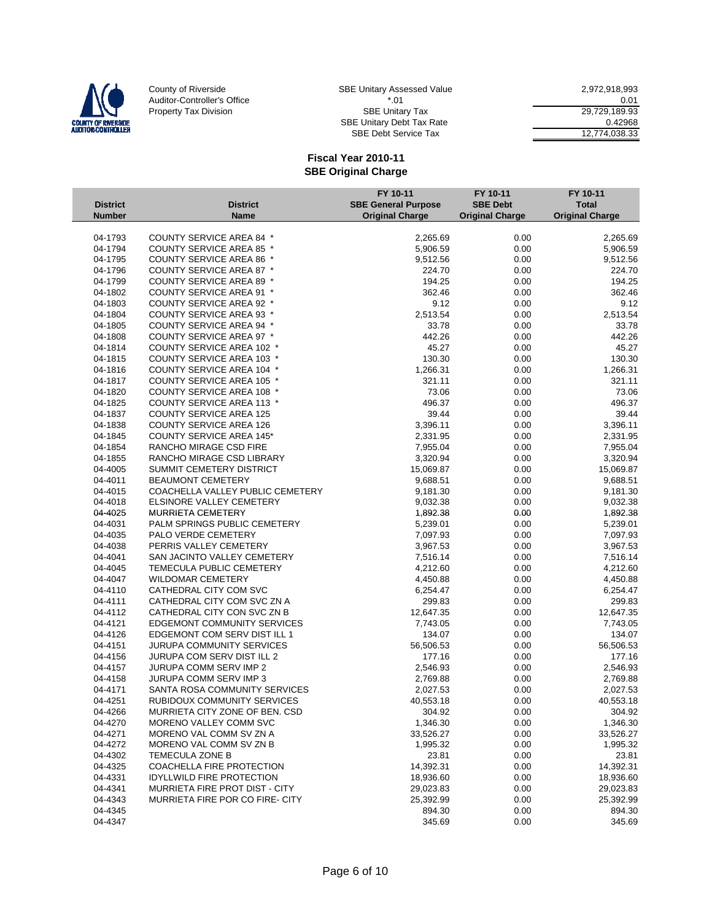County of Riverside
Auditor-Controller's Office
Property Tax Division

| | |
|---|---|
| SBE Unitary Assessed Value | 2,972,918,993 |
| *.01 | 0.01 |
| SBE Unitary Tax | 29,729,189.93 |
| SBE Unitary Debt Tax Rate | 0.42968 |
| SBE Debt Service Tax | 12,774,038.33 |

## Fiscal Year 2010-11
## SBE Original Charge

| District Number | District Name | FY 10-11 SBE General Purpose Original Charge | FY 10-11 SBE Debt Original Charge | FY 10-11 Total Original Charge |
|---|---|---|---|---|
| 04-1793 | COUNTY SERVICE AREA 84 * | 2,265.69 | 0.00 | 2,265.69 |
| 04-1794 | COUNTY SERVICE AREA 85 * | 5,906.59 | 0.00 | 5,906.59 |
| 04-1795 | COUNTY SERVICE AREA 86 * | 9,512.56 | 0.00 | 9,512.56 |
| 04-1796 | COUNTY SERVICE AREA 87 * | 224.70 | 0.00 | 224.70 |
| 04-1799 | COUNTY SERVICE AREA 89 * | 194.25 | 0.00 | 194.25 |
| 04-1802 | COUNTY SERVICE AREA 91 * | 362.46 | 0.00 | 362.46 |
| 04-1803 | COUNTY SERVICE AREA 92 * | 9.12 | 0.00 | 9.12 |
| 04-1804 | COUNTY SERVICE AREA 93 * | 2,513.54 | 0.00 | 2,513.54 |
| 04-1805 | COUNTY SERVICE AREA 94 * | 33.78 | 0.00 | 33.78 |
| 04-1808 | COUNTY SERVICE AREA 97 * | 442.26 | 0.00 | 442.26 |
| 04-1814 | COUNTY SERVICE AREA 102 * | 45.27 | 0.00 | 45.27 |
| 04-1815 | COUNTY SERVICE AREA 103 * | 130.30 | 0.00 | 130.30 |
| 04-1816 | COUNTY SERVICE AREA 104 * | 1,266.31 | 0.00 | 1,266.31 |
| 04-1817 | COUNTY SERVICE AREA 105 * | 321.11 | 0.00 | 321.11 |
| 04-1820 | COUNTY SERVICE AREA 108 * | 73.06 | 0.00 | 73.06 |
| 04-1825 | COUNTY SERVICE AREA 113 * | 496.37 | 0.00 | 496.37 |
| 04-1837 | COUNTY SERVICE AREA 125 | 39.44 | 0.00 | 39.44 |
| 04-1838 | COUNTY SERVICE AREA 126 | 3,396.11 | 0.00 | 3,396.11 |
| 04-1845 | COUNTY SERVICE AREA 145* | 2,331.95 | 0.00 | 2,331.95 |
| 04-1854 | RANCHO MIRAGE CSD FIRE | 7,955.04 | 0.00 | 7,955.04 |
| 04-1855 | RANCHO MIRAGE CSD LIBRARY | 3,320.94 | 0.00 | 3,320.94 |
| 04-4005 | SUMMIT CEMETERY DISTRICT | 15,069.87 | 0.00 | 15,069.87 |
| 04-4011 | BEAUMONT CEMETERY | 9,688.51 | 0.00 | 9,688.51 |
| 04-4015 | COACHELLA VALLEY PUBLIC CEMETERY | 9,181.30 | 0.00 | 9,181.30 |
| 04-4018 | ELSINORE VALLEY CEMETERY | 9,032.38 | 0.00 | 9,032.38 |
| 04-4025 | MURRIETA CEMETERY | 1,892.38 | 0.00 | 1,892.38 |
| 04-4031 | PALM SPRINGS PUBLIC CEMETERY | 5,239.01 | 0.00 | 5,239.01 |
| 04-4035 | PALO VERDE CEMETERY | 7,097.93 | 0.00 | 7,097.93 |
| 04-4038 | PERRIS VALLEY CEMETERY | 3,967.53 | 0.00 | 3,967.53 |
| 04-4041 | SAN JACINTO VALLEY CEMETERY | 7,516.14 | 0.00 | 7,516.14 |
| 04-4045 | TEMECULA PUBLIC CEMETERY | 4,212.60 | 0.00 | 4,212.60 |
| 04-4047 | WILDOMAR CEMETERY | 4,450.88 | 0.00 | 4,450.88 |
| 04-4110 | CATHEDRAL CITY COM SVC | 6,254.47 | 0.00 | 6,254.47 |
| 04-4111 | CATHEDRAL CITY COM SVC ZN A | 299.83 | 0.00 | 299.83 |
| 04-4112 | CATHEDRAL CITY CON SVC ZN B | 12,647.35 | 0.00 | 12,647.35 |
| 04-4121 | EDGEMONT COMMUNITY SERVICES | 7,743.05 | 0.00 | 7,743.05 |
| 04-4126 | EDGEMONT COM SERV DIST ILL 1 | 134.07 | 0.00 | 134.07 |
| 04-4151 | JURUPA COMMUNITY SERVICES | 56,506.53 | 0.00 | 56,506.53 |
| 04-4156 | JURUPA COM SERV DIST ILL 2 | 177.16 | 0.00 | 177.16 |
| 04-4157 | JURUPA COMM SERV IMP 2 | 2,546.93 | 0.00 | 2,546.93 |
| 04-4158 | JURUPA COMM SERV IMP 3 | 2,769.88 | 0.00 | 2,769.88 |
| 04-4171 | SANTA ROSA COMMUNITY SERVICES | 2,027.53 | 0.00 | 2,027.53 |
| 04-4251 | RUBIDOUX COMMUNITY SERVICES | 40,553.18 | 0.00 | 40,553.18 |
| 04-4266 | MURRIETA CITY ZONE OF BEN. CSD | 304.92 | 0.00 | 304.92 |
| 04-4270 | MORENO VALLEY COMM SVC | 1,346.30 | 0.00 | 1,346.30 |
| 04-4271 | MORENO VAL COMM SV ZN A | 33,526.27 | 0.00 | 33,526.27 |
| 04-4272 | MORENO VAL COMM SV ZN B | 1,995.32 | 0.00 | 1,995.32 |
| 04-4302 | TEMECULA ZONE B | 23.81 | 0.00 | 23.81 |
| 04-4325 | COACHELLA FIRE PROTECTION | 14,392.31 | 0.00 | 14,392.31 |
| 04-4331 | IDYLLWILD FIRE PROTECTION | 18,936.60 | 0.00 | 18,936.60 |
| 04-4341 | MURRIETA FIRE PROT DIST - CITY | 29,023.83 | 0.00 | 29,023.83 |
| 04-4343 | MURRIETA FIRE POR CO FIRE- CITY | 25,392.99 | 0.00 | 25,392.99 |
| 04-4345 | | 894.30 | 0.00 | 894.30 |
| 04-4347 | | 345.69 | 0.00 | 345.69 |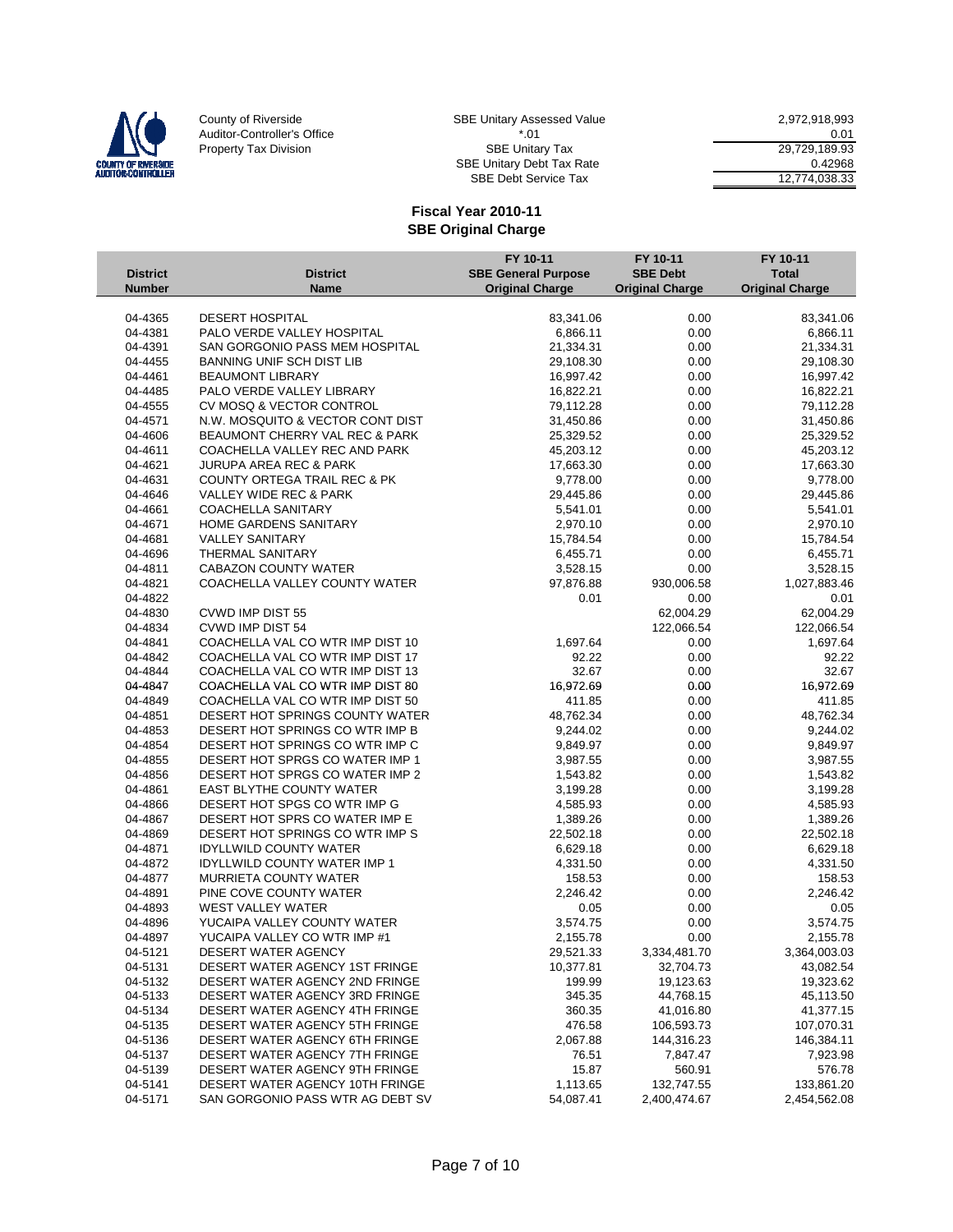County of Riverside
Auditor-Controller's Office
Property Tax Division

| | |
|---|---|
| SBE Unitary Assessed Value | 2,972,918,993 |
| *.01 | 0.01 |
| SBE Unitary Tax | 29,729,189.93 |
| SBE Unitary Debt Tax Rate | 0.42968 |
| SBE Debt Service Tax | 12,774,038.33 |

## Fiscal Year 2010-11
## SBE Original Charge

| District Number | District Name | FY 10-11 SBE General Purpose Original Charge | FY 10-11 SBE Debt Original Charge | FY 10-11 Total Original Charge |
|---|---|---|---|---|
| 04-4365 | DESERT HOSPITAL | 83,341.06 | 0.00 | 83,341.06 |
| 04-4381 | PALO VERDE VALLEY HOSPITAL | 6,866.11 | 0.00 | 6,866.11 |
| 04-4391 | SAN GORGONIO PASS MEM HOSPITAL | 21,334.31 | 0.00 | 21,334.31 |
| 04-4455 | BANNING UNIF SCH DIST LIB | 29,108.30 | 0.00 | 29,108.30 |
| 04-4461 | BEAUMONT LIBRARY | 16,997.42 | 0.00 | 16,997.42 |
| 04-4485 | PALO VERDE VALLEY LIBRARY | 16,822.21 | 0.00 | 16,822.21 |
| 04-4555 | CV MOSQ & VECTOR CONTROL | 79,112.28 | 0.00 | 79,112.28 |
| 04-4571 | N.W. MOSQUITO & VECTOR CONT DIST | 31,450.86 | 0.00 | 31,450.86 |
| 04-4606 | BEAUMONT CHERRY VAL REC & PARK | 25,329.52 | 0.00 | 25,329.52 |
| 04-4611 | COACHELLA VALLEY REC AND PARK | 45,203.12 | 0.00 | 45,203.12 |
| 04-4621 | JURUPA AREA REC & PARK | 17,663.30 | 0.00 | 17,663.30 |
| 04-4631 | COUNTY ORTEGA TRAIL REC & PK | 9,778.00 | 0.00 | 9,778.00 |
| 04-4646 | VALLEY WIDE REC & PARK | 29,445.86 | 0.00 | 29,445.86 |
| 04-4661 | COACHELLA SANITARY | 5,541.01 | 0.00 | 5,541.01 |
| 04-4671 | HOME GARDENS SANITARY | 2,970.10 | 0.00 | 2,970.10 |
| 04-4681 | VALLEY SANITARY | 15,784.54 | 0.00 | 15,784.54 |
| 04-4696 | THERMAL SANITARY | 6,455.71 | 0.00 | 6,455.71 |
| 04-4811 | CABAZON COUNTY WATER | 3,528.15 | 0.00 | 3,528.15 |
| 04-4821 | COACHELLA VALLEY COUNTY WATER | 97,876.88 | 930,006.58 | 1,027,883.46 |
| 04-4822 | | 0.01 | 0.00 | 0.01 |
| 04-4830 | CVWD IMP DIST 55 | | 62,004.29 | 62,004.29 |
| 04-4834 | CVWD IMP DIST 54 | | 122,066.54 | 122,066.54 |
| 04-4841 | COACHELLA VAL CO WTR IMP DIST 10 | 1,697.64 | 0.00 | 1,697.64 |
| 04-4842 | COACHELLA VAL CO WTR IMP DIST 17 | 92.22 | 0.00 | 92.22 |
| 04-4844 | COACHELLA VAL CO WTR IMP DIST 13 | 32.67 | 0.00 | 32.67 |
| 04-4847 | COACHELLA VAL CO WTR IMP DIST 80 | 16,972.69 | 0.00 | 16,972.69 |
| 04-4849 | COACHELLA VAL CO WTR IMP DIST 50 | 411.85 | 0.00 | 411.85 |
| 04-4851 | DESERT HOT SPRINGS COUNTY WATER | 48,762.34 | 0.00 | 48,762.34 |
| 04-4853 | DESERT HOT SPRINGS CO WTR IMP B | 9,244.02 | 0.00 | 9,244.02 |
| 04-4854 | DESERT HOT SPRINGS CO WTR IMP C | 9,849.97 | 0.00 | 9,849.97 |
| 04-4855 | DESERT HOT SPRGS CO WATER IMP 1 | 3,987.55 | 0.00 | 3,987.55 |
| 04-4856 | DESERT HOT SPRGS CO WATER IMP 2 | 1,543.82 | 0.00 | 1,543.82 |
| 04-4861 | EAST BLYTHE COUNTY WATER | 3,199.28 | 0.00 | 3,199.28 |
| 04-4866 | DESERT HOT SPGS CO WTR IMP G | 4,585.93 | 0.00 | 4,585.93 |
| 04-4867 | DESERT HOT SPRS CO WATER IMP E | 1,389.26 | 0.00 | 1,389.26 |
| 04-4869 | DESERT HOT SPRINGS CO WTR IMP S | 22,502.18 | 0.00 | 22,502.18 |
| 04-4871 | IDYLLWILD COUNTY WATER | 6,629.18 | 0.00 | 6,629.18 |
| 04-4872 | IDYLLWILD COUNTY WATER IMP 1 | 4,331.50 | 0.00 | 4,331.50 |
| 04-4877 | MURRIETA COUNTY WATER | 158.53 | 0.00 | 158.53 |
| 04-4891 | PINE COVE COUNTY WATER | 2,246.42 | 0.00 | 2,246.42 |
| 04-4893 | WEST VALLEY WATER | 0.05 | 0.00 | 0.05 |
| 04-4896 | YUCAIPA VALLEY COUNTY WATER | 3,574.75 | 0.00 | 3,574.75 |
| 04-4897 | YUCAIPA VALLEY CO WTR IMP #1 | 2,155.78 | 0.00 | 2,155.78 |
| 04-5121 | DESERT WATER AGENCY | 29,521.33 | 3,334,481.70 | 3,364,003.03 |
| 04-5131 | DESERT WATER AGENCY 1ST FRINGE | 10,377.81 | 32,704.73 | 43,082.54 |
| 04-5132 | DESERT WATER AGENCY 2ND FRINGE | 199.99 | 19,123.63 | 19,323.62 |
| 04-5133 | DESERT WATER AGENCY 3RD FRINGE | 345.35 | 44,768.15 | 45,113.50 |
| 04-5134 | DESERT WATER AGENCY 4TH FRINGE | 360.35 | 41,016.80 | 41,377.15 |
| 04-5135 | DESERT WATER AGENCY 5TH FRINGE | 476.58 | 106,593.73 | 107,070.31 |
| 04-5136 | DESERT WATER AGENCY 6TH FRINGE | 2,067.88 | 144,316.23 | 146,384.11 |
| 04-5137 | DESERT WATER AGENCY 7TH FRINGE | 76.51 | 7,847.47 | 7,923.98 |
| 04-5139 | DESERT WATER AGENCY 9TH FRINGE | 15.87 | 560.91 | 576.78 |
| 04-5141 | DESERT WATER AGENCY 10TH FRINGE | 1,113.65 | 132,747.55 | 133,861.20 |
| 04-5171 | SAN GORGONIO PASS WTR AG DEBT SV | 54,087.41 | 2,400,474.67 | 2,454,562.08 |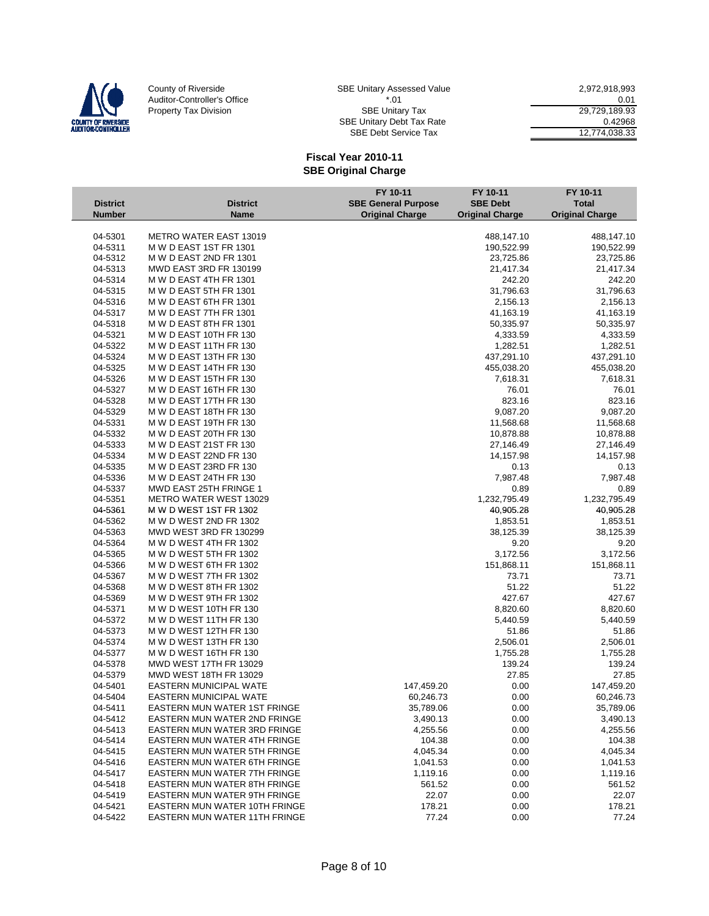County of Riverside
Auditor-Controller's Office
Property Tax Division

| | |
|---|---|
| SBE Unitary Assessed Value | 2,972,918,993 |
| *.01 | 0.01 |
| SBE Unitary Tax | 29,729,189.93 |
| SBE Unitary Debt Tax Rate | 0.42968 |
| SBE Debt Service Tax | 12,774,038.33 |

## Fiscal Year 2010-11
## SBE Original Charge

| District Number | District Name | FY 10-11 SBE General Purpose Original Charge | FY 10-11 SBE Debt Original Charge | FY 10-11 Total Original Charge |
|---|---|---|---|---|
| 04-5301 | METRO WATER EAST 13019 | | 488,147.10 | 488,147.10 |
| 04-5311 | M W D EAST 1ST FR 1301 | | 190,522.99 | 190,522.99 |
| 04-5312 | M W D EAST 2ND FR 1301 | | 23,725.86 | 23,725.86 |
| 04-5313 | MWD EAST 3RD FR 130199 | | 21,417.34 | 21,417.34 |
| 04-5314 | M W D EAST 4TH FR 1301 | | 242.20 | 242.20 |
| 04-5315 | M W D EAST 5TH FR 1301 | | 31,796.63 | 31,796.63 |
| 04-5316 | M W D EAST 6TH FR 1301 | | 2,156.13 | 2,156.13 |
| 04-5317 | M W D EAST 7TH FR 1301 | | 41,163.19 | 41,163.19 |
| 04-5318 | M W D EAST 8TH FR 1301 | | 50,335.97 | 50,335.97 |
| 04-5321 | M W D EAST 10TH FR 130 | | 4,333.59 | 4,333.59 |
| 04-5322 | M W D EAST 11TH FR 130 | | 1,282.51 | 1,282.51 |
| 04-5324 | M W D EAST 13TH FR 130 | | 437,291.10 | 437,291.10 |
| 04-5325 | M W D EAST 14TH FR 130 | | 455,038.20 | 455,038.20 |
| 04-5326 | M W D EAST 15TH FR 130 | | 7,618.31 | 7,618.31 |
| 04-5327 | M W D EAST 16TH FR 130 | | 76.01 | 76.01 |
| 04-5328 | M W D EAST 17TH FR 130 | | 823.16 | 823.16 |
| 04-5329 | M W D EAST 18TH FR 130 | | 9,087.20 | 9,087.20 |
| 04-5331 | M W D EAST 19TH FR 130 | | 11,568.68 | 11,568.68 |
| 04-5332 | M W D EAST 20TH FR 130 | | 10,878.88 | 10,878.88 |
| 04-5333 | M W D EAST 21ST FR 130 | | 27,146.49 | 27,146.49 |
| 04-5334 | M W D EAST 22ND FR 130 | | 14,157.98 | 14,157.98 |
| 04-5335 | M W D EAST 23RD FR 130 | | 0.13 | 0.13 |
| 04-5336 | M W D EAST 24TH FR 130 | | 7,987.48 | 7,987.48 |
| 04-5337 | MWD EAST 25TH FRINGE 1 | | 0.89 | 0.89 |
| 04-5351 | METRO WATER WEST 13029 | | 1,232,795.49 | 1,232,795.49 |
| 04-5361 | M W D WEST 1ST FR 1302 | | 40,905.28 | 40,905.28 |
| 04-5362 | M W D WEST 2ND FR 1302 | | 1,853.51 | 1,853.51 |
| 04-5363 | MWD WEST 3RD FR 130299 | | 38,125.39 | 38,125.39 |
| 04-5364 | M W D WEST 4TH FR 1302 | | 9.20 | 9.20 |
| 04-5365 | M W D WEST 5TH FR 1302 | | 3,172.56 | 3,172.56 |
| 04-5366 | M W D WEST 6TH FR 1302 | | 151,868.11 | 151,868.11 |
| 04-5367 | M W D WEST 7TH FR 1302 | | 73.71 | 73.71 |
| 04-5368 | M W D WEST 8TH FR 1302 | | 51.22 | 51.22 |
| 04-5369 | M W D WEST 9TH FR 1302 | | 427.67 | 427.67 |
| 04-5371 | M W D WEST 10TH FR 130 | | 8,820.60 | 8,820.60 |
| 04-5372 | M W D WEST 11TH FR 130 | | 5,440.59 | 5,440.59 |
| 04-5373 | M W D WEST 12TH FR 130 | | 51.86 | 51.86 |
| 04-5374 | M W D WEST 13TH FR 130 | | 2,506.01 | 2,506.01 |
| 04-5377 | M W D WEST 16TH FR 130 | | 1,755.28 | 1,755.28 |
| 04-5378 | MWD WEST 17TH FR 13029 | | 139.24 | 139.24 |
| 04-5379 | MWD WEST 18TH FR 13029 | | 27.85 | 27.85 |
| 04-5401 | EASTERN MUNICIPAL WATE | 147,459.20 | 0.00 | 147,459.20 |
| 04-5404 | EASTERN MUNICIPAL WATE | 60,246.73 | 0.00 | 60,246.73 |
| 04-5411 | EASTERN MUN WATER 1ST FRINGE | 35,789.06 | 0.00 | 35,789.06 |
| 04-5412 | EASTERN MUN WATER 2ND FRINGE | 3,490.13 | 0.00 | 3,490.13 |
| 04-5413 | EASTERN MUN WATER 3RD FRINGE | 4,255.56 | 0.00 | 4,255.56 |
| 04-5414 | EASTERN MUN WATER 4TH FRINGE | 104.38 | 0.00 | 104.38 |
| 04-5415 | EASTERN MUN WATER 5TH FRINGE | 4,045.34 | 0.00 | 4,045.34 |
| 04-5416 | EASTERN MUN WATER 6TH FRINGE | 1,041.53 | 0.00 | 1,041.53 |
| 04-5417 | EASTERN MUN WATER 7TH FRINGE | 1,119.16 | 0.00 | 1,119.16 |
| 04-5418 | EASTERN MUN WATER 8TH FRINGE | 561.52 | 0.00 | 561.52 |
| 04-5419 | EASTERN MUN WATER 9TH FRINGE | 22.07 | 0.00 | 22.07 |
| 04-5421 | EASTERN MUN WATER 10TH FRINGE | 178.21 | 0.00 | 178.21 |
| 04-5422 | EASTERN MUN WATER 11TH FRINGE | 77.24 | 0.00 | 77.24 |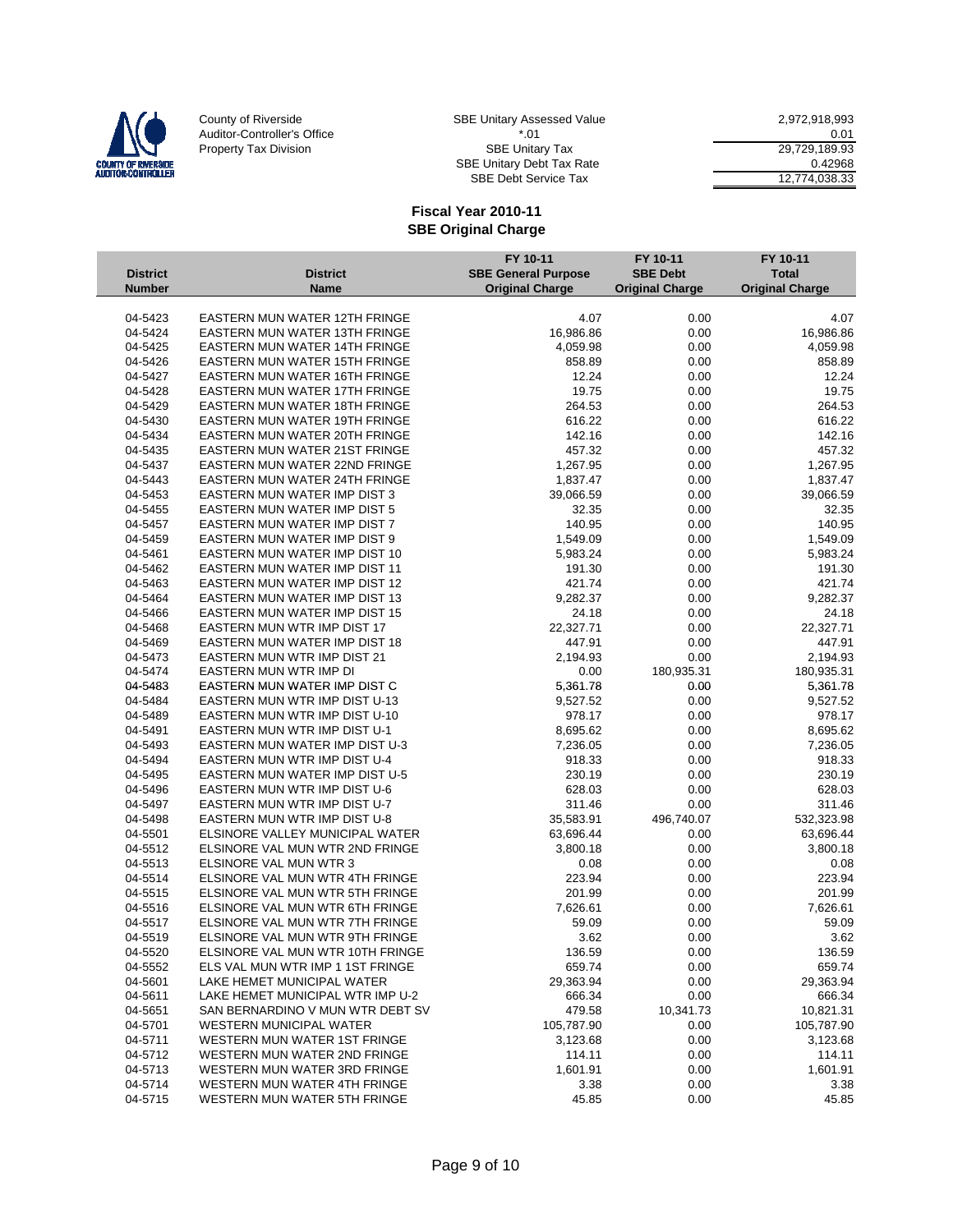County of Riverside
Auditor-Controller's Office
Property Tax Division

| | | |
|---|---|---|
| SBE Unitary Assessed Value | | 2,972,918,993 |
| *.01 | | 0.01 |
| SBE Unitary Tax | | 29,729,189.93 |
| SBE Unitary Debt Tax Rate | | 0.42968 |
| SBE Debt Service Tax | | 12,774,038.33 |

## Fiscal Year 2010-11
## SBE Original Charge

| District Number | District Name | FY 10-11 SBE General Purpose Original Charge | FY 10-11 SBE Debt Original Charge | FY 10-11 Total Original Charge |
|---|---|---|---|---|
| 04-5423 | EASTERN MUN WATER 12TH FRINGE | 4.07 | 0.00 | 4.07 |
| 04-5424 | EASTERN MUN WATER 13TH FRINGE | 16,986.86 | 0.00 | 16,986.86 |
| 04-5425 | EASTERN MUN WATER 14TH FRINGE | 4,059.98 | 0.00 | 4,059.98 |
| 04-5426 | EASTERN MUN WATER 15TH FRINGE | 858.89 | 0.00 | 858.89 |
| 04-5427 | EASTERN MUN WATER 16TH FRINGE | 12.24 | 0.00 | 12.24 |
| 04-5428 | EASTERN MUN WATER 17TH FRINGE | 19.75 | 0.00 | 19.75 |
| 04-5429 | EASTERN MUN WATER 18TH FRINGE | 264.53 | 0.00 | 264.53 |
| 04-5430 | EASTERN MUN WATER 19TH FRINGE | 616.22 | 0.00 | 616.22 |
| 04-5434 | EASTERN MUN WATER 20TH FRINGE | 142.16 | 0.00 | 142.16 |
| 04-5435 | EASTERN MUN WATER 21ST FRINGE | 457.32 | 0.00 | 457.32 |
| 04-5437 | EASTERN MUN WATER 22ND FRINGE | 1,267.95 | 0.00 | 1,267.95 |
| 04-5443 | EASTERN MUN WATER 24TH FRINGE | 1,837.47 | 0.00 | 1,837.47 |
| 04-5453 | EASTERN MUN WATER IMP DIST 3 | 39,066.59 | 0.00 | 39,066.59 |
| 04-5455 | EASTERN MUN WATER IMP DIST 5 | 32.35 | 0.00 | 32.35 |
| 04-5457 | EASTERN MUN WATER IMP DIST 7 | 140.95 | 0.00 | 140.95 |
| 04-5459 | EASTERN MUN WATER IMP DIST 9 | 1,549.09 | 0.00 | 1,549.09 |
| 04-5461 | EASTERN MUN WATER IMP DIST 10 | 5,983.24 | 0.00 | 5,983.24 |
| 04-5462 | EASTERN MUN WATER IMP DIST 11 | 191.30 | 0.00 | 191.30 |
| 04-5463 | EASTERN MUN WATER IMP DIST 12 | 421.74 | 0.00 | 421.74 |
| 04-5464 | EASTERN MUN WATER IMP DIST 13 | 9,282.37 | 0.00 | 9,282.37 |
| 04-5466 | EASTERN MUN WATER IMP DIST 15 | 24.18 | 0.00 | 24.18 |
| 04-5468 | EASTERN MUN WTR IMP DIST 17 | 22,327.71 | 0.00 | 22,327.71 |
| 04-5469 | EASTERN MUN WATER IMP DIST 18 | 447.91 | 0.00 | 447.91 |
| 04-5473 | EASTERN MUN WTR IMP DIST 21 | 2,194.93 | 0.00 | 2,194.93 |
| 04-5474 | EASTERN MUN WTR IMP DI | 0.00 | 180,935.31 | 180,935.31 |
| 04-5483 | EASTERN MUN WATER IMP DIST C | 5,361.78 | 0.00 | 5,361.78 |
| 04-5484 | EASTERN MUN WTR IMP DIST U-13 | 9,527.52 | 0.00 | 9,527.52 |
| 04-5489 | EASTERN MUN WTR IMP DIST U-10 | 978.17 | 0.00 | 978.17 |
| 04-5491 | EASTERN MUN WTR IMP DIST U-1 | 8,695.62 | 0.00 | 8,695.62 |
| 04-5493 | EASTERN MUN WATER IMP DIST U-3 | 7,236.05 | 0.00 | 7,236.05 |
| 04-5494 | EASTERN MUN WTR IMP DIST U-4 | 918.33 | 0.00 | 918.33 |
| 04-5495 | EASTERN MUN WATER IMP DIST U-5 | 230.19 | 0.00 | 230.19 |
| 04-5496 | EASTERN MUN WTR IMP DIST U-6 | 628.03 | 0.00 | 628.03 |
| 04-5497 | EASTERN MUN WTR IMP DIST U-7 | 311.46 | 0.00 | 311.46 |
| 04-5498 | EASTERN MUN WTR IMP DIST U-8 | 35,583.91 | 496,740.07 | 532,323.98 |
| 04-5501 | ELSINORE VALLEY MUNICIPAL WATER | 63,696.44 | 0.00 | 63,696.44 |
| 04-5512 | ELSINORE VAL MUN WTR 2ND FRINGE | 3,800.18 | 0.00 | 3,800.18 |
| 04-5513 | ELSINORE VAL MUN WTR 3 | 0.08 | 0.00 | 0.08 |
| 04-5514 | ELSINORE VAL MUN WTR 4TH FRINGE | 223.94 | 0.00 | 223.94 |
| 04-5515 | ELSINORE VAL MUN WTR 5TH FRINGE | 201.99 | 0.00 | 201.99 |
| 04-5516 | ELSINORE VAL MUN WTR 6TH FRINGE | 7,626.61 | 0.00 | 7,626.61 |
| 04-5517 | ELSINORE VAL MUN WTR 7TH FRINGE | 59.09 | 0.00 | 59.09 |
| 04-5519 | ELSINORE VAL MUN WTR 9TH FRINGE | 3.62 | 0.00 | 3.62 |
| 04-5520 | ELSINORE VAL MUN WTR 10TH FRINGE | 136.59 | 0.00 | 136.59 |
| 04-5552 | ELS VAL MUN WTR IMP 1 1ST FRINGE | 659.74 | 0.00 | 659.74 |
| 04-5601 | LAKE HEMET MUNICIPAL WATER | 29,363.94 | 0.00 | 29,363.94 |
| 04-5611 | LAKE HEMET MUNICIPAL WTR IMP U-2 | 666.34 | 0.00 | 666.34 |
| 04-5651 | SAN BERNARDINO V MUN WTR DEBT SV | 479.58 | 10,341.73 | 10,821.31 |
| 04-5701 | WESTERN MUNICIPAL WATER | 105,787.90 | 0.00 | 105,787.90 |
| 04-5711 | WESTERN MUN WATER 1ST FRINGE | 3,123.68 | 0.00 | 3,123.68 |
| 04-5712 | WESTERN MUN WATER 2ND FRINGE | 114.11 | 0.00 | 114.11 |
| 04-5713 | WESTERN MUN WATER 3RD FRINGE | 1,601.91 | 0.00 | 1,601.91 |
| 04-5714 | WESTERN MUN WATER 4TH FRINGE | 3.38 | 0.00 | 3.38 |
| 04-5715 | WESTERN MUN WATER 5TH FRINGE | 45.85 | 0.00 | 45.85 |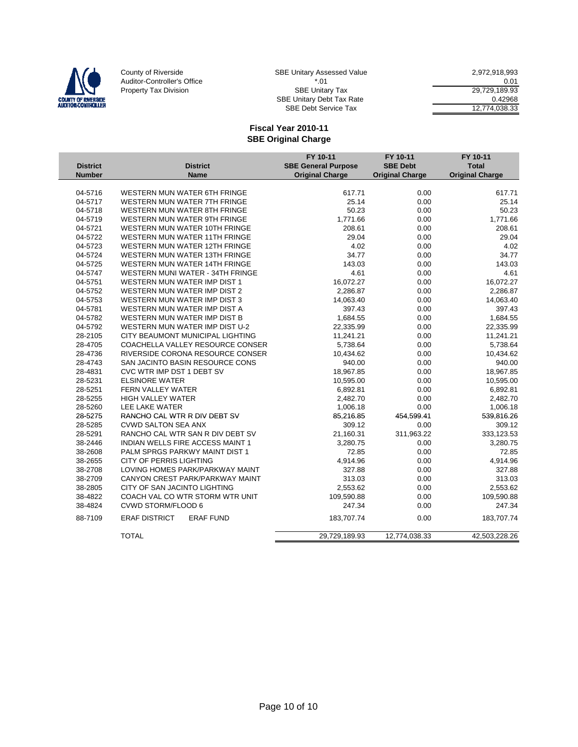County of Riverside
Auditor-Controller's Office
Property Tax Division

| | | |
|---|---|---|
| SBE Unitary Assessed Value | | 2,972,918,993 |
| *.01 | | 0.01 |
| SBE Unitary Tax | | 29,729,189.93 |
| SBE Unitary Debt Tax Rate | | 0.42968 |
| SBE Debt Service Tax | | 12,774,038.33 |

## Fiscal Year 2010-11
## SBE Original Charge

| District Number | District Name | FY 10-11 SBE General Purpose Original Charge | FY 10-11 SBE Debt Original Charge | FY 10-11 Total Original Charge |
|---|---|---|---|---|
| 04-5716 | WESTERN MUN WATER 6TH FRINGE | 617.71 | 0.00 | 617.71 |
| 04-5717 | WESTERN MUN WATER 7TH FRINGE | 25.14 | 0.00 | 25.14 |
| 04-5718 | WESTERN MUN WATER 8TH FRINGE | 50.23 | 0.00 | 50.23 |
| 04-5719 | WESTERN MUN WATER 9TH FRINGE | 1,771.66 | 0.00 | 1,771.66 |
| 04-5721 | WESTERN MUN WATER 10TH FRINGE | 208.61 | 0.00 | 208.61 |
| 04-5722 | WESTERN MUN WATER 11TH FRINGE | 29.04 | 0.00 | 29.04 |
| 04-5723 | WESTERN MUN WATER 12TH FRINGE | 4.02 | 0.00 | 4.02 |
| 04-5724 | WESTERN MUN WATER 13TH FRINGE | 34.77 | 0.00 | 34.77 |
| 04-5725 | WESTERN MUN WATER 14TH FRINGE | 143.03 | 0.00 | 143.03 |
| 04-5747 | WESTERN MUNI WATER - 34TH FRINGE | 4.61 | 0.00 | 4.61 |
| 04-5751 | WESTERN MUN WATER IMP DIST 1 | 16,072.27 | 0.00 | 16,072.27 |
| 04-5752 | WESTERN MUN WATER IMP DIST 2 | 2,286.87 | 0.00 | 2,286.87 |
| 04-5753 | WESTERN MUN WATER IMP DIST 3 | 14,063.40 | 0.00 | 14,063.40 |
| 04-5781 | WESTERN MUN WATER IMP DIST A | 397.43 | 0.00 | 397.43 |
| 04-5782 | WESTERN MUN WATER IMP DIST B | 1,684.55 | 0.00 | 1,684.55 |
| 04-5792 | WESTERN MUN WATER IMP DIST U-2 | 22,335.99 | 0.00 | 22,335.99 |
| 28-2105 | CITY BEAUMONT MUNICIPAL LIGHTING | 11,241.21 | 0.00 | 11,241.21 |
| 28-4705 | COACHELLA VALLEY RESOURCE CONSER | 5,738.64 | 0.00 | 5,738.64 |
| 28-4736 | RIVERSIDE CORONA RESOURCE CONSER | 10,434.62 | 0.00 | 10,434.62 |
| 28-4743 | SAN JACINTO BASIN RESOURCE CONS | 940.00 | 0.00 | 940.00 |
| 28-4831 | CVC WTR IMP DST 1 DEBT SV | 18,967.85 | 0.00 | 18,967.85 |
| 28-5231 | ELSINORE WATER | 10,595.00 | 0.00 | 10,595.00 |
| 28-5251 | FERN VALLEY WATER | 6,892.81 | 0.00 | 6,892.81 |
| 28-5255 | HIGH VALLEY WATER | 2,482.70 | 0.00 | 2,482.70 |
| 28-5260 | LEE LAKE WATER | 1,006.18 | 0.00 | 1,006.18 |
| 28-5275 | RANCHO CAL WTR R DIV DEBT SV | 85,216.85 | 454,599.41 | 539,816.26 |
| 28-5285 | CVWD SALTON SEA ANX | 309.12 | 0.00 | 309.12 |
| 28-5291 | RANCHO CAL WTR SAN R DIV DEBT SV | 21,160.31 | 311,963.22 | 333,123.53 |
| 38-2446 | INDIAN WELLS FIRE ACCESS MAINT 1 | 3,280.75 | 0.00 | 3,280.75 |
| 38-2608 | PALM SPRGS PARKWY MAINT DIST 1 | 72.85 | 0.00 | 72.85 |
| 38-2655 | CITY OF PERRIS LIGHTING | 4,914.96 | 0.00 | 4,914.96 |
| 38-2708 | LOVING HOMES PARK/PARKWAY MAINT | 327.88 | 0.00 | 327.88 |
| 38-2709 | CANYON CREST PARK/PARKWAY MAINT | 313.03 | 0.00 | 313.03 |
| 38-2805 | CITY OF SAN JACINTO LIGHTING | 2,553.62 | 0.00 | 2,553.62 |
| 38-4822 | COACH VAL CO WTR STORM WTR UNIT | 109,590.88 | 0.00 | 109,590.88 |
| 38-4824 | CVWD STORM/FLOOD 6 | 247.34 | 0.00 | 247.34 |
| 88-7109 | ERAF DISTRICT ERAF FUND | 183,707.74 | 0.00 | 183,707.74 |
| | TOTAL | 29,729,189.93 | 12,774,038.33 | 42,503,228.26 |